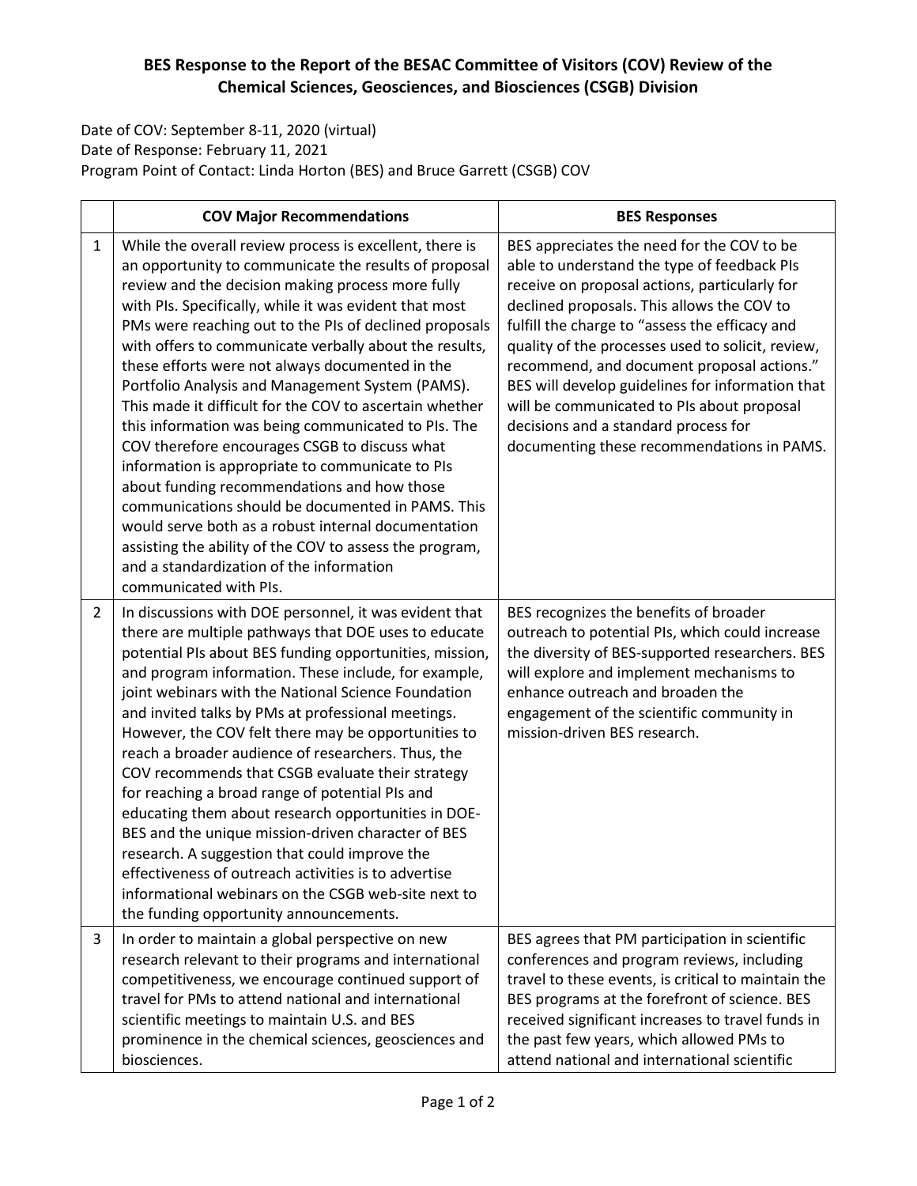**BES Response to the Report of the BESAC Committee of Visitors (COV) Review of the Chemical Sciences, Geosciences, and Biosciences (CSGB) Division**

Date of COV: September 8-11, 2020 (virtual)
Date of Response: February 11, 2021
Program Point of Contact: Linda Horton (BES) and Bruce Garrett (CSGB) COV

| | COV Major Recommendations | BES Responses |
|---|---|---|
| 1 | While the overall review process is excellent, there is an opportunity to communicate the results of proposal review and the decision making process more fully with PIs. Specifically, while it was evident that most PMs were reaching out to the PIs of declined proposals with offers to communicate verbally about the results, these efforts were not always documented in the Portfolio Analysis and Management System (PAMS). This made it difficult for the COV to ascertain whether this information was being communicated to PIs. The COV therefore encourages CSGB to discuss what information is appropriate to communicate to PIs about funding recommendations and how those communications should be documented in PAMS. This would serve both as a robust internal documentation assisting the ability of the COV to assess the program, and a standardization of the information communicated with PIs. | BES appreciates the need for the COV to be able to understand the type of feedback PIs receive on proposal actions, particularly for declined proposals. This allows the COV to fulfill the charge to "assess the efficacy and quality of the processes used to solicit, review, recommend, and document proposal actions." BES will develop guidelines for information that will be communicated to PIs about proposal decisions and a standard process for documenting these recommendations in PAMS. |
| 2 | In discussions with DOE personnel, it was evident that there are multiple pathways that DOE uses to educate potential PIs about BES funding opportunities, mission, and program information. These include, for example, joint webinars with the National Science Foundation and invited talks by PMs at professional meetings. However, the COV felt there may be opportunities to reach a broader audience of researchers. Thus, the COV recommends that CSGB evaluate their strategy for reaching a broad range of potential PIs and educating them about research opportunities in DOE-BES and the unique mission-driven character of BES research. A suggestion that could improve the effectiveness of outreach activities is to advertise informational webinars on the CSGB web-site next to the funding opportunity announcements. | BES recognizes the benefits of broader outreach to potential PIs, which could increase the diversity of BES-supported researchers. BES will explore and implement mechanisms to enhance outreach and broaden the engagement of the scientific community in mission-driven BES research. |
| 3 | In order to maintain a global perspective on new research relevant to their programs and international competitiveness, we encourage continued support of travel for PMs to attend national and international scientific meetings to maintain U.S. and BES prominence in the chemical sciences, geosciences and biosciences. | BES agrees that PM participation in scientific conferences and program reviews, including travel to these events, is critical to maintain the BES programs at the forefront of science. BES received significant increases to travel funds in the past few years, which allowed PMs to attend national and international scientific |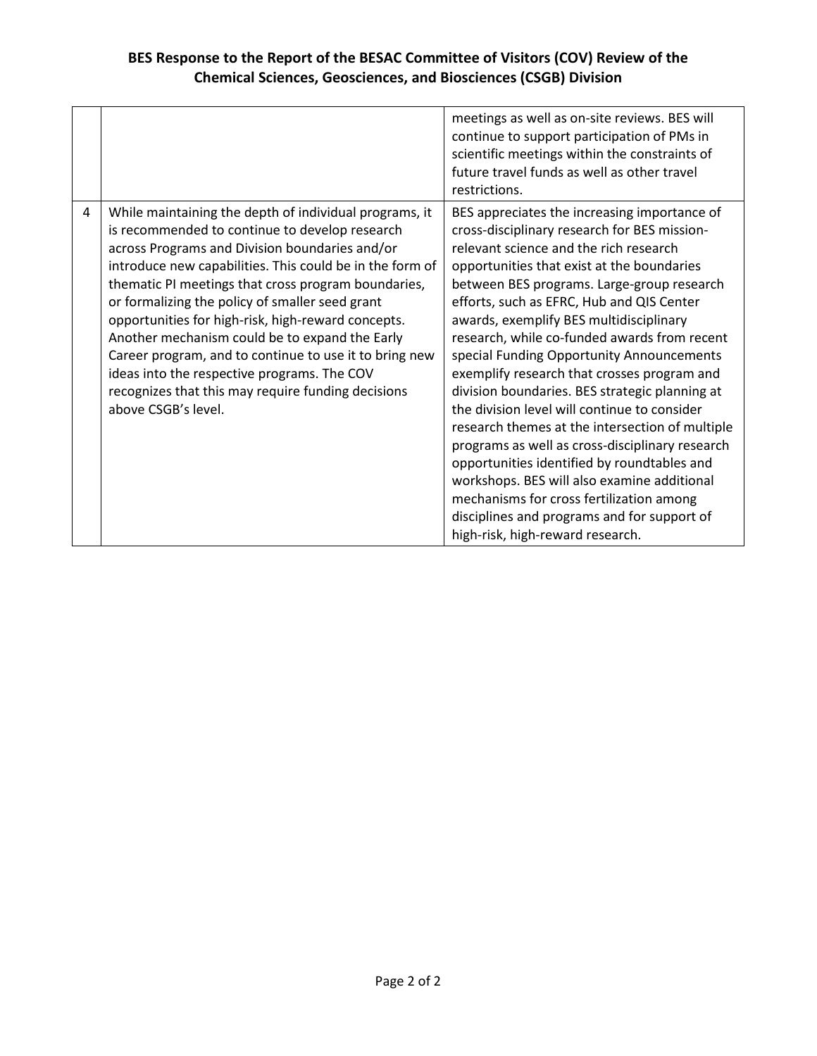| | | |
|---|---|---|
| | | meetings as well as on-site reviews. BES will continue to support participation of PMs in scientific meetings within the constraints of future travel funds as well as other travel restrictions. |
| 4 | While maintaining the depth of individual programs, it is recommended to continue to develop research across Programs and Division boundaries and/or introduce new capabilities. This could be in the form of thematic PI meetings that cross program boundaries, or formalizing the policy of smaller seed grant opportunities for high-risk, high-reward concepts. Another mechanism could be to expand the Early Career program, and to continue to use it to bring new ideas into the respective programs. The COV recognizes that this may require funding decisions above CSGB's level. | BES appreciates the increasing importance of cross-disciplinary research for BES mission-relevant science and the rich research opportunities that exist at the boundaries between BES programs. Large-group research efforts, such as EFRC, Hub and QIS Center awards, exemplify BES multidisciplinary research, while co-funded awards from recent special Funding Opportunity Announcements exemplify research that crosses program and division boundaries. BES strategic planning at the division level will continue to consider research themes at the intersection of multiple programs as well as cross-disciplinary research opportunities identified by roundtables and workshops. BES will also examine additional mechanisms for cross fertilization among disciplines and programs and for support of high-risk, high-reward research. |